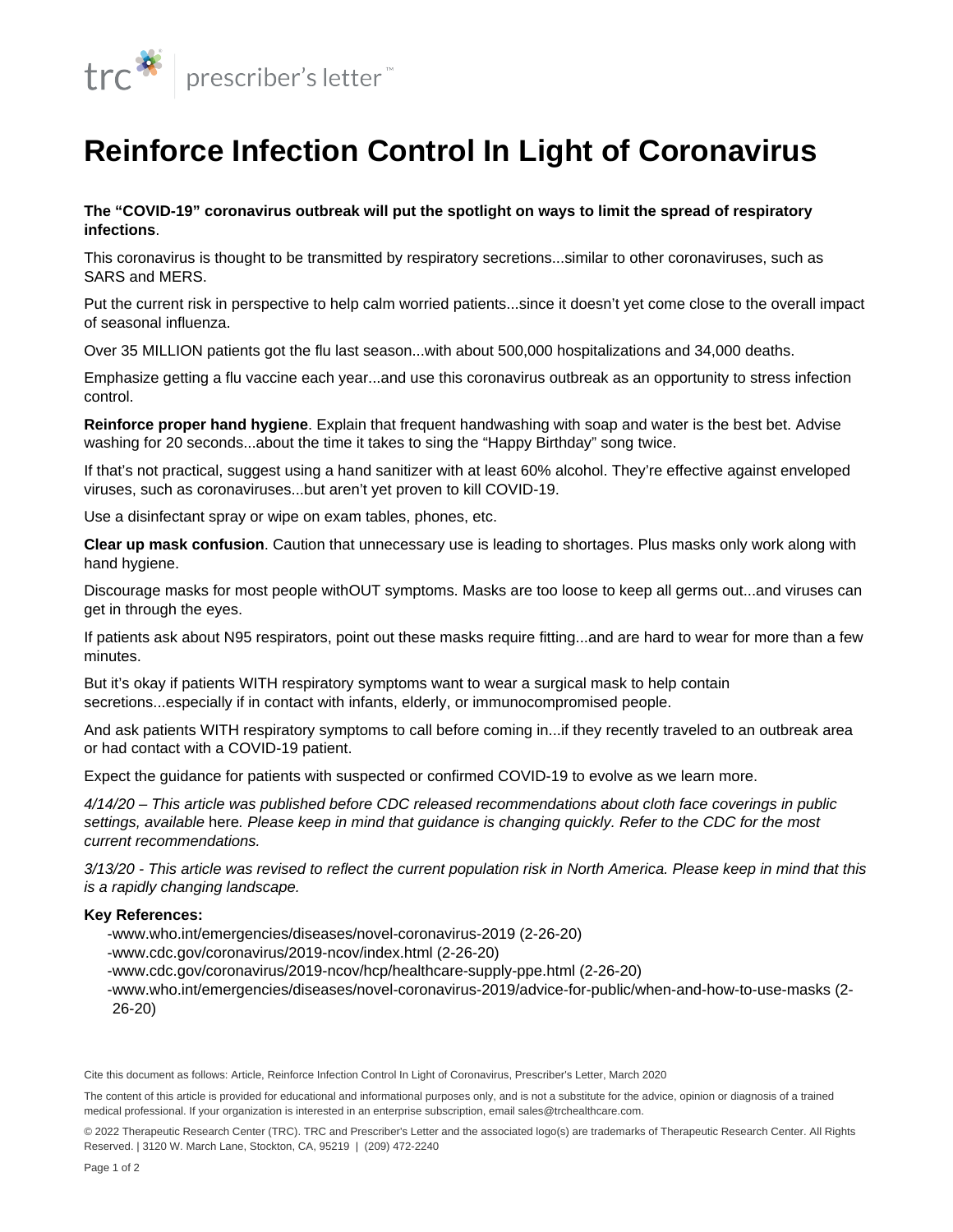trc prescriber's letter™

# Reinforce Infection Control In Light of Coronavirus

**The "COVID-19" coronavirus outbreak will put the spotlight on ways to limit the spread of respiratory infections**.

This coronavirus is thought to be transmitted by respiratory secretions...similar to other coronaviruses, such as SARS and MERS.

Put the current risk in perspective to help calm worried patients...since it doesn't yet come close to the overall impact of seasonal influenza.

Over 35 MILLION patients got the flu last season...with about 500,000 hospitalizations and 34,000 deaths.

Emphasize getting a flu vaccine each year...and use this coronavirus outbreak as an opportunity to stress infection control.

**Reinforce proper hand hygiene**. Explain that frequent handwashing with soap and water is the best bet. Advise washing for 20 seconds...about the time it takes to sing the "Happy Birthday" song twice.

If that's not practical, suggest using a hand sanitizer with at least 60% alcohol. They're effective against enveloped viruses, such as coronaviruses...but aren't yet proven to kill COVID-19.

Use a disinfectant spray or wipe on exam tables, phones, etc.

**Clear up mask confusion**. Caution that unnecessary use is leading to shortages. Plus masks only work along with hand hygiene.

Discourage masks for most people withOUT symptoms. Masks are too loose to keep all germs out...and viruses can get in through the eyes.

If patients ask about N95 respirators, point out these masks require fitting...and are hard to wear for more than a few minutes.

But it's okay if patients WITH respiratory symptoms want to wear a surgical mask to help contain secretions...especially if in contact with infants, elderly, or immunocompromised people.

And ask patients WITH respiratory symptoms to call before coming in...if they recently traveled to an outbreak area or had contact with a COVID-19 patient.

Expect the guidance for patients with suspected or confirmed COVID-19 to evolve as we learn more.

*4/14/20 – This article was published before CDC released recommendations about cloth face coverings in public settings, available* here*. Please keep in mind that guidance is changing quickly. Refer to the CDC for the most current recommendations.*

*3/13/20 - This article was revised to reflect the current population risk in North America. Please keep in mind that this is a rapidly changing landscape.*

**Key References:**

- www.who.int/emergencies/diseases/novel-coronavirus-2019 (2-26-20)
- www.cdc.gov/coronavirus/2019-ncov/index.html (2-26-20)
- www.cdc.gov/coronavirus/2019-ncov/hcp/healthcare-supply-ppe.html (2-26-20)
- www.who.int/emergencies/diseases/novel-coronavirus-2019/advice-for-public/when-and-how-to-use-masks (2-26-20)

Cite this document as follows: Article, Reinforce Infection Control In Light of Coronavirus, Prescriber's Letter, March 2020

The content of this article is provided for educational and informational purposes only, and is not a substitute for the advice, opinion or diagnosis of a trained medical professional. If your organization is interested in an enterprise subscription, email sales@trchealthcare.com.

© 2022 Therapeutic Research Center (TRC). TRC and Prescriber's Letter and the associated logo(s) are trademarks of Therapeutic Research Center. All Rights Reserved. | 3120 W. March Lane, Stockton, CA, 95219 | (209) 472-2240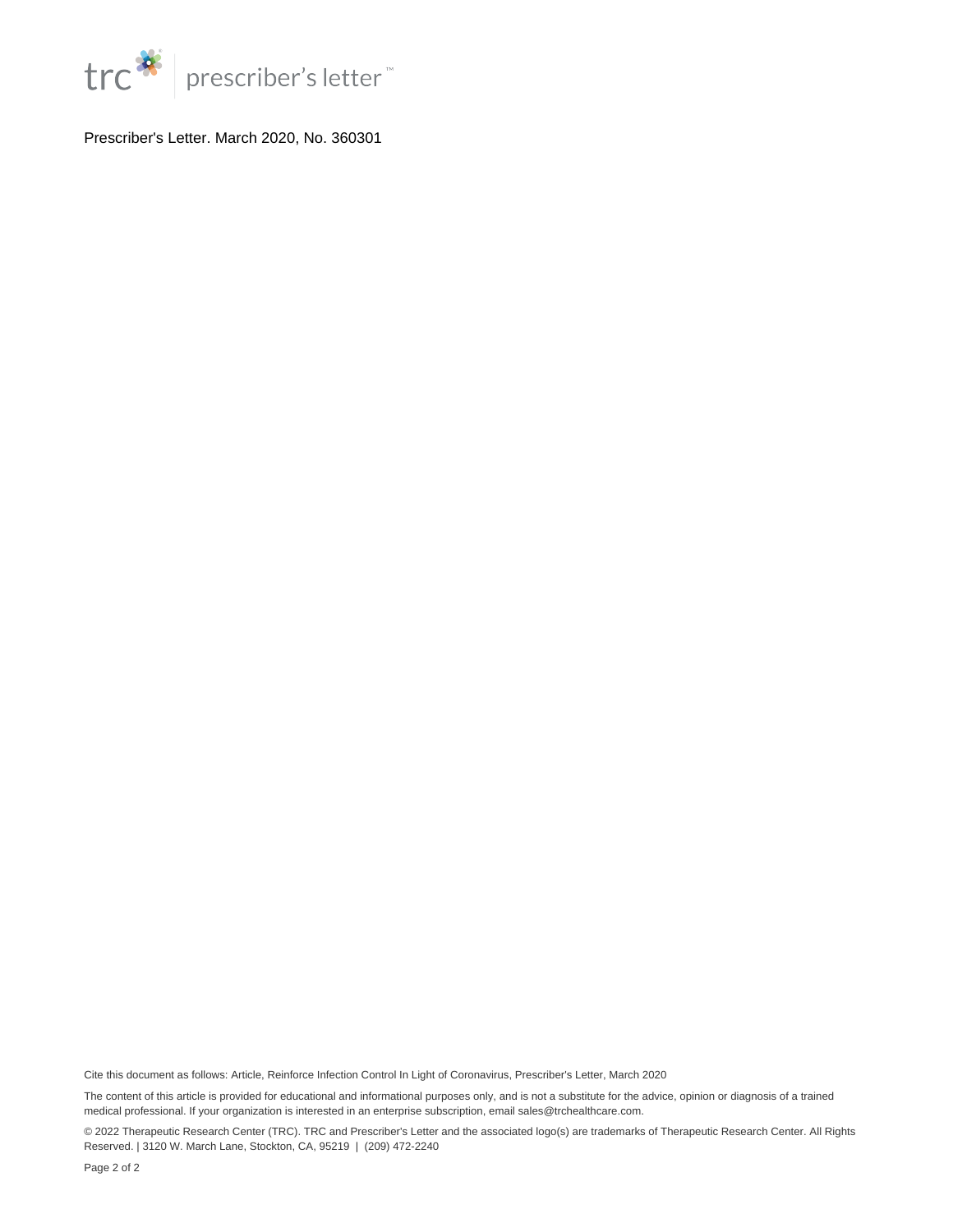Prescriber's Letter. March 2020, No. 360301

Cite this document as follows: Article, Reinforce Infection Control In Light of Coronavirus, Prescriber's Letter, March 2020

The content of this article is provided for educational and informational purposes only, and is not a substitute for the advice, opinion or diagnosis of a trained medical professional. If your organization is interested in an enterprise subscription, email sales@trchealthcare.com.

© 2022 Therapeutic Research Center (TRC). TRC and Prescriber's Letter and the associated logo(s) are trademarks of Therapeutic Research Center. All Rights Reserved. | 3120 W. March Lane, Stockton, CA, 95219 | (209) 472-2240